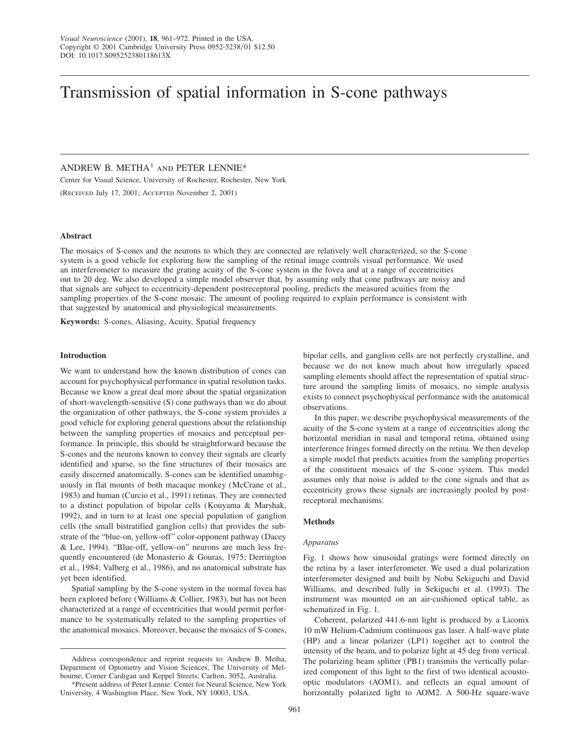# Transmission of spatial information in S-cone pathways

ANDREW B. METHA[1] AND PETER LENNIE*

Center for Visual Science, University of Rochester, Rochester, New York

(Received July 17, 2001; Accepted November 2, 2001)

### Abstract

The mosaics of S-cones and the neurons to which they are connected are relatively well characterized, so the S-cone system is a good vehicle for exploring how the sampling of the retinal image controls visual performance. We used an interferometer to measure the grating acuity of the S-cone system in the fovea and at a range of eccentricities out to 20 deg. We also developed a simple model observer that, by assuming only that cone pathways are noisy and that signals are subject to eccentricity-dependent postreceptoral pooling, predicts the measured acuities from the sampling properties of the S-cone mosaic. The amount of pooling required to explain performance is consistent with that suggested by anatomical and physiological measurements.

**Keywords:** S-cones, Aliasing, Acuity, Spatial frequency

## Introduction

We want to understand how the known distribution of cones can account for psychophysical performance in spatial resolution tasks. Because we know a great deal more about the spatial organization of short-wavelength-sensitive (S) cone pathways than we do about the organization of other pathways, the S-cone system provides a good vehicle for exploring general questions about the relationship between the sampling properties of mosaics and perceptual performance. In principle, this should be straightforward because the S-cones and the neurons known to convey their signals are clearly identified and sparse, so the fine structures of their mosaics are easily discerned anatomically. S-cones can be identified unambiguously in flat mounts of both macaque monkey (McCrane et al., 1983) and human (Curcio et al., 1991) retinas. They are connected to a distinct population of bipolar cells (Kouyama & Marshak, 1992), and in turn to at least one special population of ganglion cells (the small bistratified ganglion cells) that provides the substrate of the "blue-on, yellow-off" color-opponent pathway (Dacey & Lee, 1994). "Blue-off, yellow-on" neurons are much less frequently encountered (de Monasterio & Gouras, 1975; Derrington et al., 1984; Valberg et al., 1986), and no anatomical substrate has yet been identified.

Spatial sampling by the S-cone system in the normal fovea has been explored before (Williams & Collier, 1983), but has not been characterized at a range of eccentricities that would permit performance to be systematically related to the sampling properties of the anatomical mosaics. Moreover, because the mosaics of S-cones, bipolar cells, and ganglion cells are not perfectly crystalline, and because we do not know much about how irregularly spaced sampling elements should affect the representation of spatial structure around the sampling limits of mosaics, no simple analysis exists to connect psychophysical performance with the anatomical observations.

In this paper, we describe psychophysical measurements of the acuity of the S-cone system at a range of eccentricities along the horizontal meridian in nasal and temporal retina, obtained using interference fringes formed directly on the retina. We then develop a simple model that predicts acuities from the sampling properties of the constituent mosaics of the S-cone system. This model assumes only that noise is added to the cone signals and that as eccentricity grows these signals are increasingly pooled by postreceptoral mechanisms.

## Methods

### Apparatus

Fig. 1 shows how sinusoidal gratings were formed directly on the retina by a laser interferometer. We used a dual polarization interferometer designed and built by Nobu Sekiguchi and David Williams, and described fully in Sekiguchi et al. (1993). The instrument was mounted on an air-cushioned optical table, as schematized in Fig. 1.

Coherent, polarized 441.6-nm light is produced by a Liconix 10 mW Helium-Cadmium continuous gas laser. A half-wave plate (HP) and a linear polarizer (LP1) together act to control the intensity of the beam, and to polarize light at 45 deg from vertical. The polarizing beam splitter (PB1) transmits the vertically polarized component of this light to the first of two identical acousto-optic modulators (AOM1), and reflects an equal amount of horizontally polarized light to AOM2. A 500-Hz square-wave

---

Address correspondence and reprint requests to: Andrew B. Metha, Department of Optometry and Vision Sciences, The University of Melbourne, Corner Cardigan and Keppel Streets, Carlton, 3052, Australia.

*Present address of Peter Lennie: Center for Neural Science, New York University, 4 Washington Place, New York, NY 10003, USA.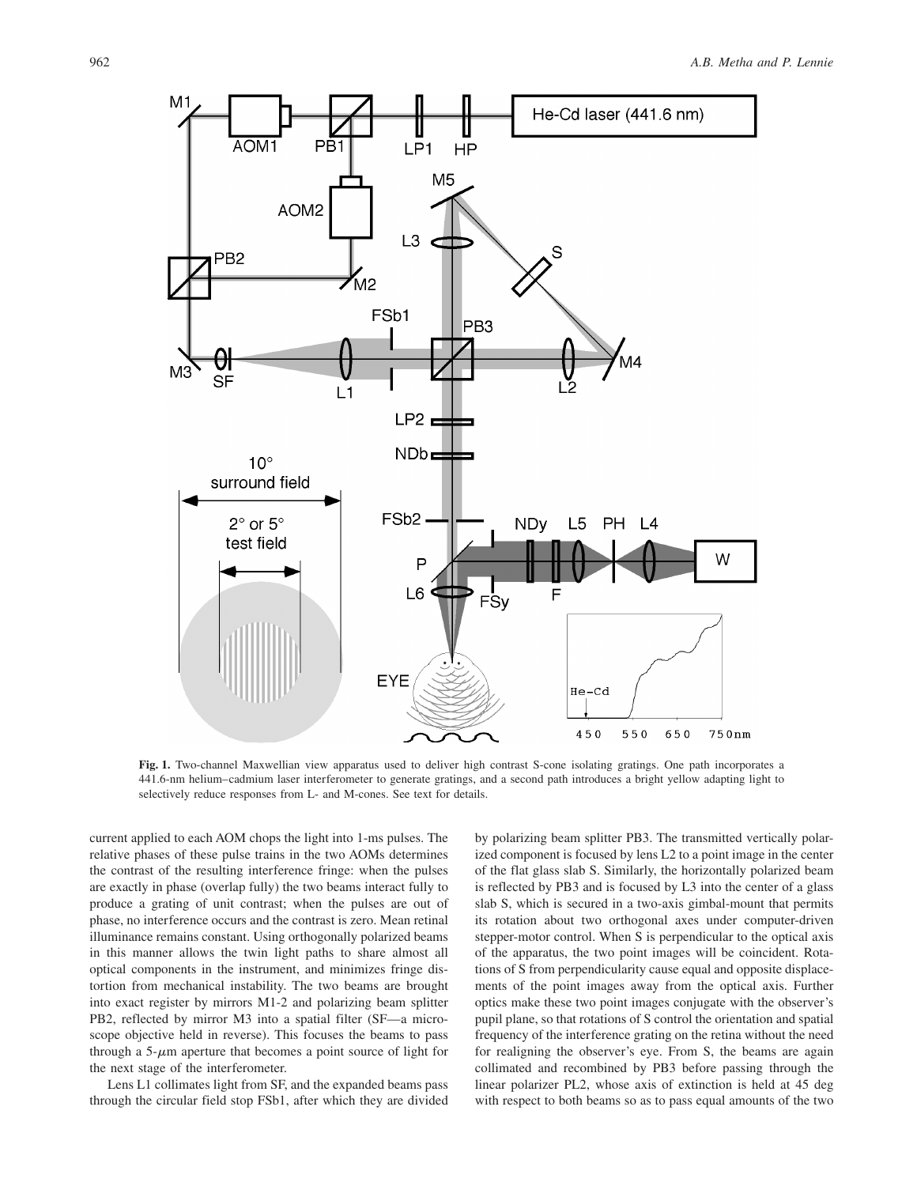**Fig. 1.** Two-channel Maxwellian view apparatus used to deliver high contrast S-cone isolating gratings. One path incorporates a 441.6-nm helium–cadmium laser interferometer to generate gratings, and a second path introduces a bright yellow adapting light to selectively reduce responses from L- and M-cones. See text for details.

current applied to each AOM chops the light into 1-ms pulses. The relative phases of these pulse trains in the two AOMs determines the contrast of the resulting interference fringe: when the pulses are exactly in phase (overlap fully) the two beams interact fully to produce a grating of unit contrast; when the pulses are out of phase, no interference occurs and the contrast is zero. Mean retinal illuminance remains constant. Using orthogonally polarized beams in this manner allows the twin light paths to share almost all optical components in the instrument, and minimizes fringe distortion from mechanical instability. The two beams are brought into exact register by mirrors M1-2 and polarizing beam splitter PB2, reflected by mirror M3 into a spatial filter (SF—a microscope objective held in reverse). This focuses the beams to pass through a 5-$\mu$m aperture that becomes a point source of light for the next stage of the interferometer.

Lens L1 collimates light from SF, and the expanded beams pass through the circular field stop FSb1, after which they are divided by polarizing beam splitter PB3. The transmitted vertically polarized component is focused by lens L2 to a point image in the center of the flat glass slab S. Similarly, the horizontally polarized beam is reflected by PB3 and is focused by L3 into the center of a glass slab S, which is secured in a two-axis gimbal-mount that permits its rotation about two orthogonal axes under computer-driven stepper-motor control. When S is perpendicular to the optical axis of the apparatus, the two point images will be coincident. Rotations of S from perpendicularity cause equal and opposite displacements of the point images away from the optical axis. Further optics make these two point images conjugate with the observer's pupil plane, so that rotations of S control the orientation and spatial frequency of the interference grating on the retina without the need for realigning the observer's eye. From S, the beams are again collimated and recombined by PB3 before passing through the linear polarizer PL2, whose axis of extinction is held at 45 deg with respect to both beams so as to pass equal amounts of the two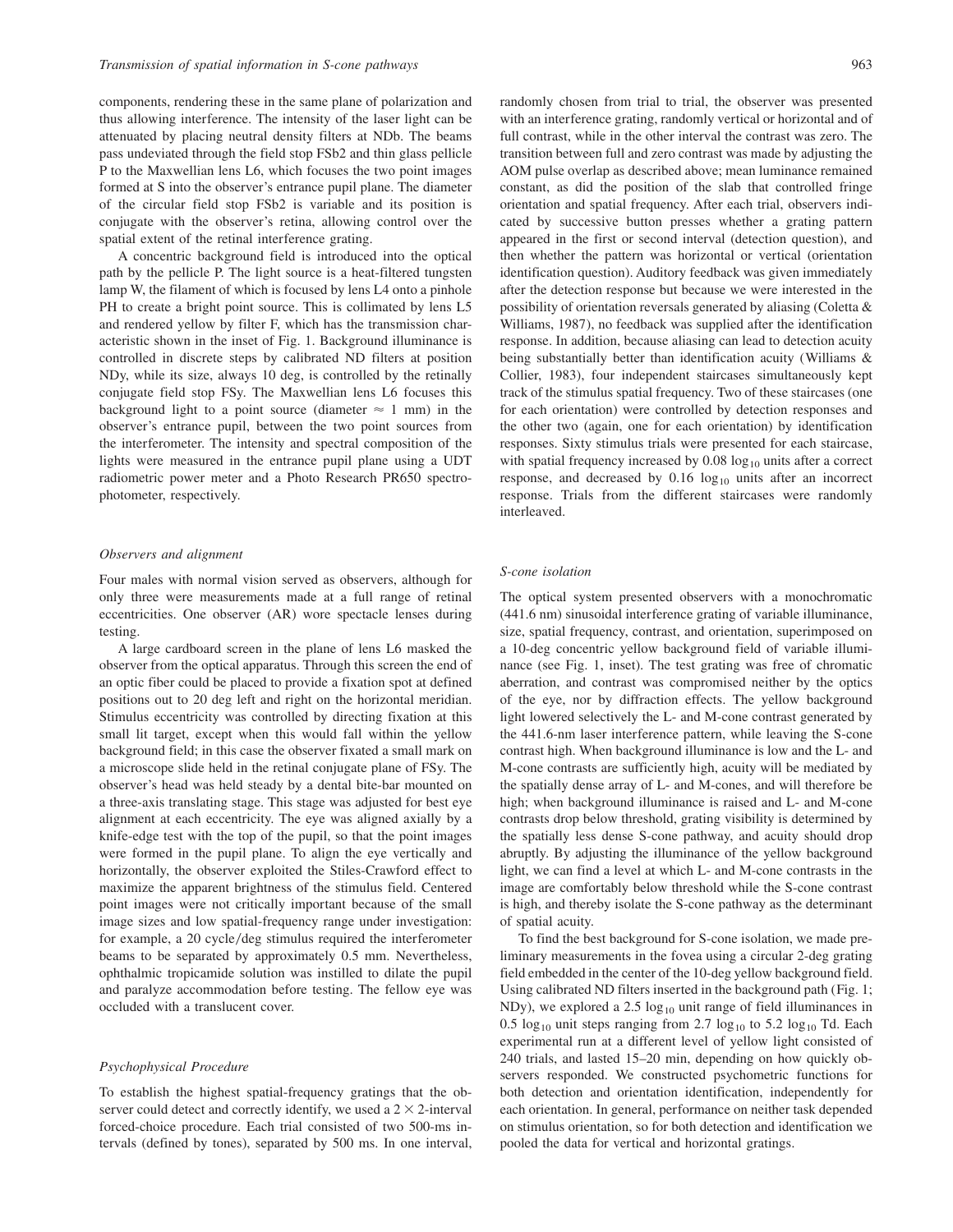components, rendering these in the same plane of polarization and thus allowing interference. The intensity of the laser light can be attenuated by placing neutral density filters at NDb. The beams pass undeviated through the field stop FSb2 and thin glass pellicle P to the Maxwellian lens L6, which focuses the two point images formed at S into the observer's entrance pupil plane. The diameter of the circular field stop FSb2 is variable and its position is conjugate with the observer's retina, allowing control over the spatial extent of the retinal interference grating.

A concentric background field is introduced into the optical path by the pellicle P. The light source is a heat-filtered tungsten lamp W, the filament of which is focused by lens L4 onto a pinhole PH to create a bright point source. This is collimated by lens L5 and rendered yellow by filter F, which has the transmission characteristic shown in the inset of Fig. 1. Background illuminance is controlled in discrete steps by calibrated ND filters at position NDy, while its size, always 10 deg, is controlled by the retinally conjugate field stop FSy. The Maxwellian lens L6 focuses this background light to a point source (diameter $\approx$ 1 mm) in the observer's entrance pupil, between the two point sources from the interferometer. The intensity and spectral composition of the lights were measured in the entrance pupil plane using a UDT radiometric power meter and a Photo Research PR650 spectrophotometer, respectively.

### *Observers and alignment*

Four males with normal vision served as observers, although for only three were measurements made at a full range of retinal eccentricities. One observer (AR) wore spectacle lenses during testing.

A large cardboard screen in the plane of lens L6 masked the observer from the optical apparatus. Through this screen the end of an optic fiber could be placed to provide a fixation spot at defined positions out to 20 deg left and right on the horizontal meridian. Stimulus eccentricity was controlled by directing fixation at this small lit target, except when this would fall within the yellow background field; in this case the observer fixated a small mark on a microscope slide held in the retinal conjugate plane of FSy. The observer's head was held steady by a dental bite-bar mounted on a three-axis translating stage. This stage was adjusted for best eye alignment at each eccentricity. The eye was aligned axially by a knife-edge test with the top of the pupil, so that the point images were formed in the pupil plane. To align the eye vertically and horizontally, the observer exploited the Stiles-Crawford effect to maximize the apparent brightness of the stimulus field. Centered point images were not critically important because of the small image sizes and low spatial-frequency range under investigation: for example, a 20 cycle/deg stimulus required the interferometer beams to be separated by approximately 0.5 mm. Nevertheless, ophthalmic tropicamide solution was instilled to dilate the pupil and paralyze accommodation before testing. The fellow eye was occluded with a translucent cover.

### *Psychophysical Procedure*

To establish the highest spatial-frequency gratings that the observer could detect and correctly identify, we used a $2 \times 2$-interval forced-choice procedure. Each trial consisted of two 500-ms intervals (defined by tones), separated by 500 ms. In one interval, randomly chosen from trial to trial, the observer was presented with an interference grating, randomly vertical or horizontal and of full contrast, while in the other interval the contrast was zero. The transition between full and zero contrast was made by adjusting the AOM pulse overlap as described above; mean luminance remained constant, as did the position of the slab that controlled fringe orientation and spatial frequency. After each trial, observers indicated by successive button presses whether a grating pattern appeared in the first or second interval (detection question), and then whether the pattern was horizontal or vertical (orientation identification question). Auditory feedback was given immediately after the detection response but because we were interested in the possibility of orientation reversals generated by aliasing (Coletta & Williams, 1987), no feedback was supplied after the identification response. In addition, because aliasing can lead to detection acuity being substantially better than identification acuity (Williams & Collier, 1983), four independent staircases simultaneously kept track of the stimulus spatial frequency. Two of these staircases (one for each orientation) were controlled by detection responses and the other two (again, one for each orientation) by identification responses. Sixty stimulus trials were presented for each staircase, with spatial frequency increased by 0.08 $\log_{10}$ units after a correct response, and decreased by 0.16 $\log_{10}$ units after an incorrect response. Trials from the different staircases were randomly interleaved.

### *S-cone isolation*

The optical system presented observers with a monochromatic (441.6 nm) sinusoidal interference grating of variable illuminance, size, spatial frequency, contrast, and orientation, superimposed on a 10-deg concentric yellow background field of variable illuminance (see Fig. 1, inset). The test grating was free of chromatic aberration, and contrast was compromised neither by the optics of the eye, nor by diffraction effects. The yellow background light lowered selectively the L- and M-cone contrast generated by the 441.6-nm laser interference pattern, while leaving the S-cone contrast high. When background illuminance is low and the L- and M-cone contrasts are sufficiently high, acuity will be mediated by the spatially dense array of L- and M-cones, and will therefore be high; when background illuminance is raised and L- and M-cone contrasts drop below threshold, grating visibility is determined by the spatially less dense S-cone pathway, and acuity should drop abruptly. By adjusting the illuminance of the yellow background light, we can find a level at which L- and M-cone contrasts in the image are comfortably below threshold while the S-cone contrast is high, and thereby isolate the S-cone pathway as the determinant of spatial acuity.

To find the best background for S-cone isolation, we made preliminary measurements in the fovea using a circular 2-deg grating field embedded in the center of the 10-deg yellow background field. Using calibrated ND filters inserted in the background path (Fig. 1; NDy), we explored a 2.5 $\log_{10}$ unit range of field illuminances in 0.5 $\log_{10}$ unit steps ranging from 2.7 $\log_{10}$ to 5.2 $\log_{10}$ Td. Each experimental run at a different level of yellow light consisted of 240 trials, and lasted 15–20 min, depending on how quickly observers responded. We constructed psychometric functions for both detection and orientation identification, independently for each orientation. In general, performance on neither task depended on stimulus orientation, so for both detection and identification we pooled the data for vertical and horizontal gratings.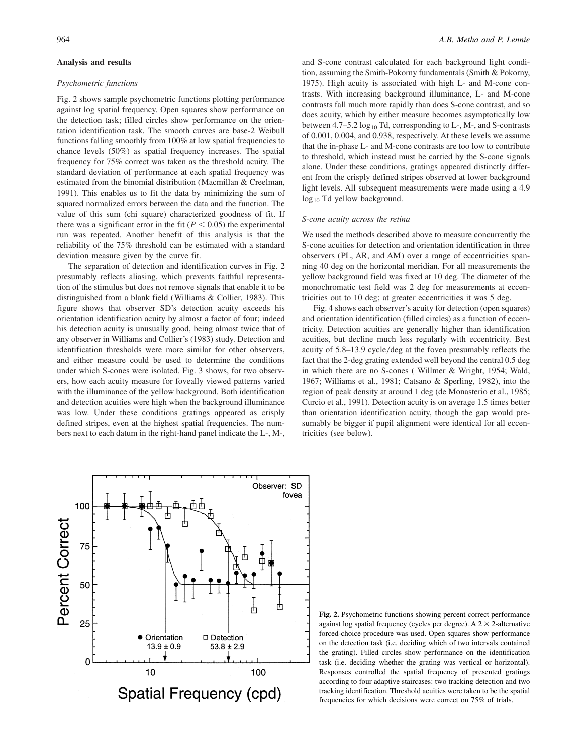### Analysis and results

#### *Psychometric functions*

Fig. 2 shows sample psychometric functions plotting performance against log spatial frequency. Open squares show performance on the detection task; filled circles show performance on the orientation identification task. The smooth curves are base-2 Weibull functions falling smoothly from 100% at low spatial frequencies to chance levels (50%) as spatial frequency increases. The spatial frequency for 75% correct was taken as the threshold acuity. The standard deviation of performance at each spatial frequency was estimated from the binomial distribution (Macmillan & Creelman, 1991). This enables us to fit the data by minimizing the sum of squared normalized errors between the data and the function. The value of this sum (chi square) characterized goodness of fit. If there was a significant error in the fit ($P < 0.05$) the experimental run was repeated. Another benefit of this analysis is that the reliability of the 75% threshold can be estimated with a standard deviation measure given by the curve fit.

The separation of detection and identification curves in Fig. 2 presumably reflects aliasing, which prevents faithful representation of the stimulus but does not remove signals that enable it to be distinguished from a blank field (Williams & Collier, 1983). This figure shows that observer SD's detection acuity exceeds his orientation identification acuity by almost a factor of four; indeed his detection acuity is unusually good, being almost twice that of any observer in Williams and Collier's (1983) study. Detection and identification thresholds were more similar for other observers, and either measure could be used to determine the conditions under which S-cones were isolated. Fig. 3 shows, for two observers, how each acuity measure for foveally viewed patterns varied with the illuminance of the yellow background. Both identification and detection acuities were high when the background illuminance was low. Under these conditions gratings appeared as crisply defined stripes, even at the highest spatial frequencies. The numbers next to each datum in the right-hand panel indicate the L-, M-, and S-cone contrast calculated for each background light condition, assuming the Smith-Pokorny fundamentals (Smith & Pokorny, 1975). High acuity is associated with high L- and M-cone contrasts. With increasing background illuminance, L- and M-cone contrasts fall much more rapidly than does S-cone contrast, and so does acuity, which by either measure becomes asymptotically low between 4.7–5.2 $\log_{10}$ Td, corresponding to L-, M-, and S-contrasts of 0.001, 0.004, and 0.938, respectively. At these levels we assume that the in-phase L- and M-cone contrasts are too low to contribute to threshold, which instead must be carried by the S-cone signals alone. Under these conditions, gratings appeared distinctly different from the crisply defined stripes observed at lower background light levels. All subsequent measurements were made using a 4.9 $\log_{10}$ Td yellow background.

#### *S-cone acuity across the retina*

We used the methods described above to measure concurrently the S-cone acuities for detection and orientation identification in three observers (PL, AR, and AM) over a range of eccentricities spanning 40 deg on the horizontal meridian. For all measurements the yellow background field was fixed at 10 deg. The diameter of the monochromatic test field was 2 deg for measurements at eccentricities out to 10 deg; at greater eccentricities it was 5 deg.

Fig. 4 shows each observer's acuity for detection (open squares) and orientation identification (filled circles) as a function of eccentricity. Detection acuities are generally higher than identification acuities, but decline much less regularly with eccentricity. Best acuity of 5.8–13.9 cycle/deg at the fovea presumably reflects the fact that the 2-deg grating extended well beyond the central 0.5 deg in which there are no S-cones ( Willmer & Wright, 1954; Wald, 1967; Williams et al., 1981; Catsano & Sperling, 1982), into the region of peak density at around 1 deg (de Monasterio et al., 1985; Curcio et al., 1991). Detection acuity is on average 1.5 times better than orientation identification acuity, though the gap would presumably be bigger if pupil alignment were identical for all eccentricities (see below).

**Fig. 2.** Psychometric functions showing percent correct performance against log spatial frequency (cycles per degree). A $2 \times 2$-alternative forced-choice procedure was used. Open squares show performance on the detection task (i.e. deciding which of two intervals contained the grating). Filled circles show performance on the identification task (i.e. deciding whether the grating was vertical or horizontal). Responses controlled the spatial frequency of presented gratings according to four adaptive staircases: two tracking detection and two tracking identification. Threshold acuities were taken to be the spatial frequencies for which decisions were correct on 75% of trials.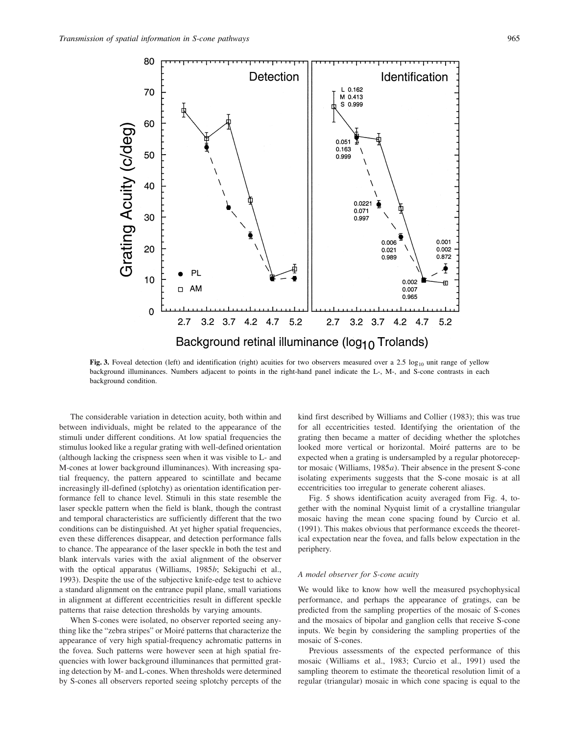**Fig. 3.** Foveal detection (left) and identification (right) acuities for two observers measured over a 2.5 $\log_{10}$ unit range of yellow background illuminances. Numbers adjacent to points in the right-hand panel indicate the L-, M-, and S-cone contrasts in each background condition.

The considerable variation in detection acuity, both within and between individuals, might be related to the appearance of the stimuli under different conditions. At low spatial frequencies the stimulus looked like a regular grating with well-defined orientation (although lacking the crispness seen when it was visible to L- and M-cones at lower background illuminances). With increasing spatial frequency, the pattern appeared to scintillate and became increasingly ill-defined (splotchy) as orientation identification performance fell to chance level. Stimuli in this state resemble the laser speckle pattern when the field is blank, though the contrast and temporal characteristics are sufficiently different that the two conditions can be distinguished. At yet higher spatial frequencies, even these differences disappear, and detection performance falls to chance. The appearance of the laser speckle in both the test and blank intervals varies with the axial alignment of the observer with the optical apparatus (Williams, 1985*b*; Sekiguchi et al., 1993). Despite the use of the subjective knife-edge test to achieve a standard alignment on the entrance pupil plane, small variations in alignment at different eccentricities result in different speckle patterns that raise detection thresholds by varying amounts.

When S-cones were isolated, no observer reported seeing anything like the "zebra stripes" or Moiré patterns that characterize the appearance of very high spatial-frequency achromatic patterns in the fovea. Such patterns were however seen at high spatial frequencies with lower background illuminances that permitted grating detection by M- and L-cones. When thresholds were determined by S-cones all observers reported seeing splotchy percepts of the kind first described by Williams and Collier (1983); this was true for all eccentricities tested. Identifying the orientation of the grating then became a matter of deciding whether the splotches looked more vertical or horizontal. Moiré patterns are to be expected when a grating is undersampled by a regular photoreceptor mosaic (Williams, 1985*a*). Their absence in the present S-cone isolating experiments suggests that the S-cone mosaic is at all eccentricities too irregular to generate coherent aliases.

Fig. 5 shows identification acuity averaged from Fig. 4, together with the nominal Nyquist limit of a crystalline triangular mosaic having the mean cone spacing found by Curcio et al. (1991). This makes obvious that performance exceeds the theoretical expectation near the fovea, and falls below expectation in the periphery.

### *A model observer for S-cone acuity*

We would like to know how well the measured psychophysical performance, and perhaps the appearance of gratings, can be predicted from the sampling properties of the mosaic of S-cones and the mosaics of bipolar and ganglion cells that receive S-cone inputs. We begin by considering the sampling properties of the mosaic of S-cones.

Previous assessments of the expected performance of this mosaic (Williams et al., 1983; Curcio et al., 1991) used the sampling theorem to estimate the theoretical resolution limit of a regular (triangular) mosaic in which cone spacing is equal to the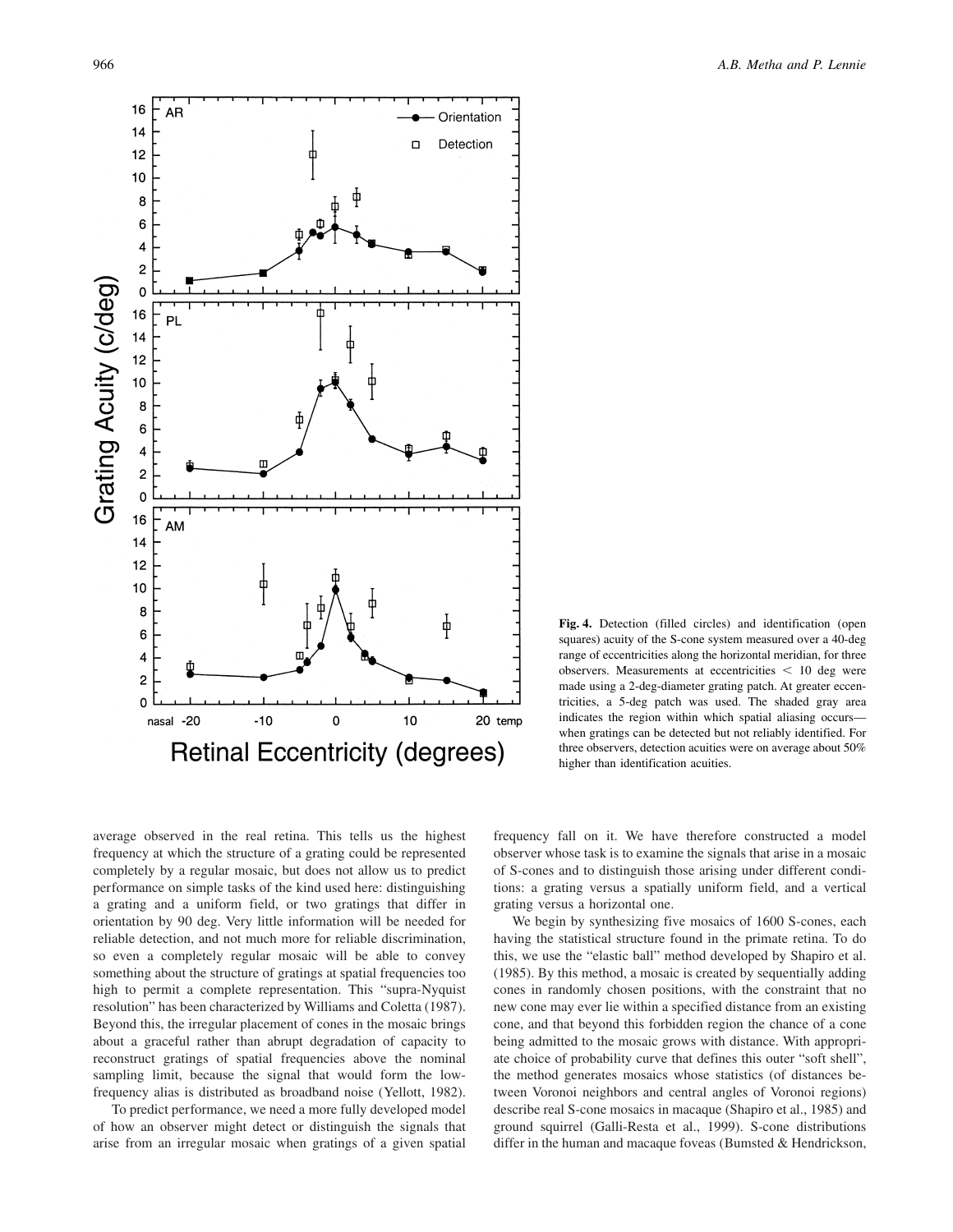**Fig. 4.** Detection (filled circles) and identification (open squares) acuity of the S-cone system measured over a 40-deg range of eccentricities along the horizontal meridian, for three observers. Measurements at eccentricities < 10 deg were made using a 2-deg-diameter grating patch. At greater eccentricities, a 5-deg patch was used. The shaded gray area indicates the region within which spatial aliasing occurs—when gratings can be detected but not reliably identified. For three observers, detection acuities were on average about 50% higher than identification acuities.

average observed in the real retina. This tells us the highest frequency at which the structure of a grating could be represented completely by a regular mosaic, but does not allow us to predict performance on simple tasks of the kind used here: distinguishing a grating and a uniform field, or two gratings that differ in orientation by 90 deg. Very little information will be needed for reliable detection, and not much more for reliable discrimination, so even a completely regular mosaic will be able to convey something about the structure of gratings at spatial frequencies too high to permit a complete representation. This "supra-Nyquist resolution" has been characterized by Williams and Coletta (1987). Beyond this, the irregular placement of cones in the mosaic brings about a graceful rather than abrupt degradation of capacity to reconstruct gratings of spatial frequencies above the nominal sampling limit, because the signal that would form the low-frequency alias is distributed as broadband noise (Yellott, 1982).

To predict performance, we need a more fully developed model of how an observer might detect or distinguish the signals that arise from an irregular mosaic when gratings of a given spatial frequency fall on it. We have therefore constructed a model observer whose task is to examine the signals that arise in a mosaic of S-cones and to distinguish those arising under different conditions: a grating versus a spatially uniform field, and a vertical grating versus a horizontal one.

We begin by synthesizing five mosaics of 1600 S-cones, each having the statistical structure found in the primate retina. To do this, we use the "elastic ball" method developed by Shapiro et al. (1985). By this method, a mosaic is created by sequentially adding cones in randomly chosen positions, with the constraint that no new cone may ever lie within a specified distance from an existing cone, and that beyond this forbidden region the chance of a cone being admitted to the mosaic grows with distance. With appropriate choice of probability curve that defines this outer "soft shell", the method generates mosaics whose statistics (of distances between Voronoi neighbors and central angles of Voronoi regions) describe real S-cone mosaics in macaque (Shapiro et al., 1985) and ground squirrel (Galli-Resta et al., 1999). S-cone distributions differ in the human and macaque foveas (Bumsted & Hendrickson,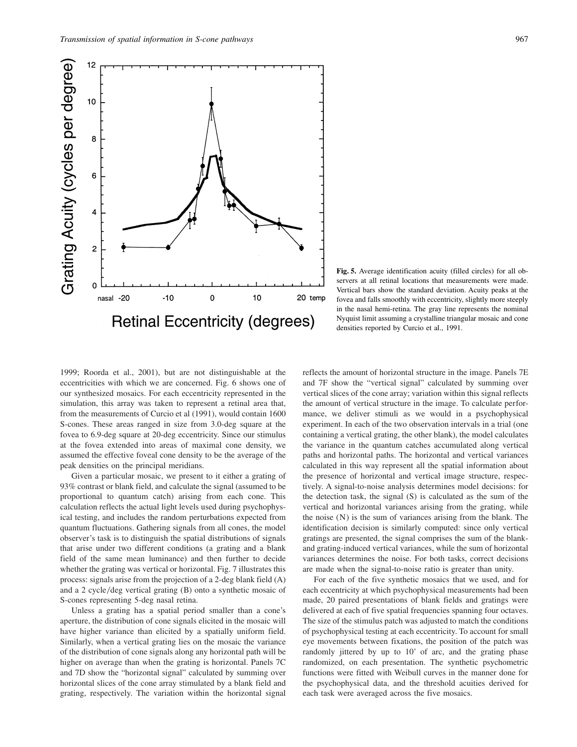Fig. 5. Average identification acuity (filled circles) for all observers at all retinal locations that measurements were made. Vertical bars show the standard deviation. Acuity peaks at the fovea and falls smoothly with eccentricity, slightly more steeply in the nasal hemi-retina. The gray line represents the nominal Nyquist limit assuming a crystalline triangular mosaic and cone densities reported by Curcio et al., 1991.

1999; Roorda et al., 2001), but are not distinguishable at the eccentricities with which we are concerned. Fig. 6 shows one of our synthesized mosaics. For each eccentricity represented in the simulation, this array was taken to represent a retinal area that, from the measurements of Curcio et al (1991), would contain 1600 S-cones. These areas ranged in size from 3.0-deg square at the fovea to 6.9-deg square at 20-deg eccentricity. Since our stimulus at the fovea extended into areas of maximal cone density, we assumed the effective foveal cone density to be the average of the peak densities on the principal meridians.

Given a particular mosaic, we present to it either a grating of 93% contrast or blank field, and calculate the signal (assumed to be proportional to quantum catch) arising from each cone. This calculation reflects the actual light levels used during psychophysical testing, and includes the random perturbations expected from quantum fluctuations. Gathering signals from all cones, the model observer's task is to distinguish the spatial distributions of signals that arise under two different conditions (a grating and a blank field of the same mean luminance) and then further to decide whether the grating was vertical or horizontal. Fig. 7 illustrates this process: signals arise from the projection of a 2-deg blank field (A) and a 2 cycle/deg vertical grating (B) onto a synthetic mosaic of S-cones representing 5-deg nasal retina.

Unless a grating has a spatial period smaller than a cone's aperture, the distribution of cone signals elicited in the mosaic will have higher variance than elicited by a spatially uniform field. Similarly, when a vertical grating lies on the mosaic the variance of the distribution of cone signals along any horizontal path will be higher on average than when the grating is horizontal. Panels 7C and 7D show the "horizontal signal" calculated by summing over horizontal slices of the cone array stimulated by a blank field and grating, respectively. The variation within the horizontal signal reflects the amount of horizontal structure in the image. Panels 7E and 7F show the "vertical signal" calculated by summing over vertical slices of the cone array; variation within this signal reflects the amount of vertical structure in the image. To calculate performance, we deliver stimuli as we would in a psychophysical experiment. In each of the two observation intervals in a trial (one containing a vertical grating, the other blank), the model calculates the variance in the quantum catches accumulated along vertical paths and horizontal paths. The horizontal and vertical variances calculated in this way represent all the spatial information about the presence of horizontal and vertical image structure, respectively. A signal-to-noise analysis determines model decisions: for the detection task, the signal (S) is calculated as the sum of the vertical and horizontal variances arising from the grating, while the noise (N) is the sum of variances arising from the blank. The identification decision is similarly computed: since only vertical gratings are presented, the signal comprises the sum of the blank- and grating-induced vertical variances, while the sum of horizontal variances determines the noise. For both tasks, correct decisions are made when the signal-to-noise ratio is greater than unity.

For each of the five synthetic mosaics that we used, and for each eccentricity at which psychophysical measurements had been made, 20 paired presentations of blank fields and gratings were delivered at each of five spatial frequencies spanning four octaves. The size of the stimulus patch was adjusted to match the conditions of psychophysical testing at each eccentricity. To account for small eye movements between fixations, the position of the patch was randomly jittered by up to 10' of arc, and the grating phase randomized, on each presentation. The synthetic psychometric functions were fitted with Weibull curves in the manner done for the psychophysical data, and the threshold acuities derived for each task were averaged across the five mosaics.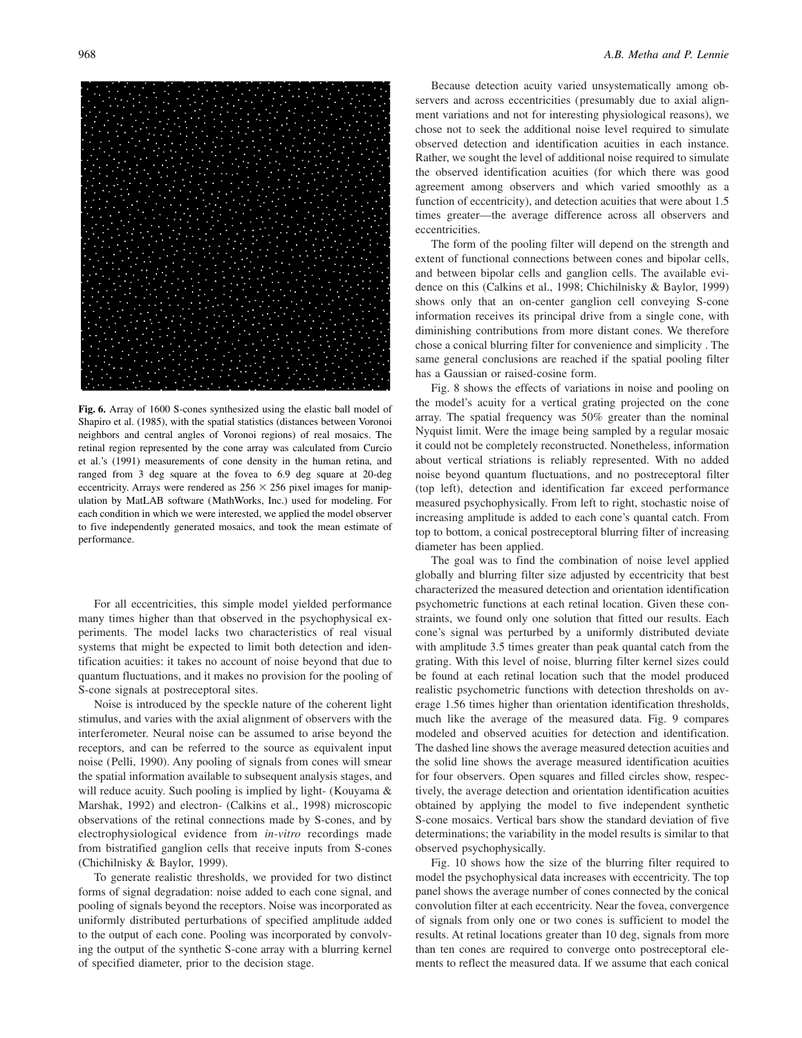**Fig. 6.** Array of 1600 S-cones synthesized using the elastic ball model of Shapiro et al. (1985), with the spatial statistics (distances between Voronoi neighbors and central angles of Voronoi regions) of real mosaics. The retinal region represented by the cone array was calculated from Curcio et al.'s (1991) measurements of cone density in the human retina, and ranged from 3 deg square at the fovea to 6.9 deg square at 20-deg eccentricity. Arrays were rendered as $256 \times 256$ pixel images for manipulation by MatLAB software (MathWorks, Inc.) used for modeling. For each condition in which we were interested, we applied the model observer to five independently generated mosaics, and took the mean estimate of performance.

For all eccentricities, this simple model yielded performance many times higher than that observed in the psychophysical experiments. The model lacks two characteristics of real visual systems that might be expected to limit both detection and identification acuities: it takes no account of noise beyond that due to quantum fluctuations, and it makes no provision for the pooling of S-cone signals at postreceptoral sites.

Noise is introduced by the speckle nature of the coherent light stimulus, and varies with the axial alignment of observers with the interferometer. Neural noise can be assumed to arise beyond the receptors, and can be referred to the source as equivalent input noise (Pelli, 1990). Any pooling of signals from cones will smear the spatial information available to subsequent analysis stages, and will reduce acuity. Such pooling is implied by light- (Kouyama & Marshak, 1992) and electron- (Calkins et al., 1998) microscopic observations of the retinal connections made by S-cones, and by electrophysiological evidence from *in-vitro* recordings made from bistratified ganglion cells that receive inputs from S-cones (Chichilnisky & Baylor, 1999).

To generate realistic thresholds, we provided for two distinct forms of signal degradation: noise added to each cone signal, and pooling of signals beyond the receptors. Noise was incorporated as uniformly distributed perturbations of specified amplitude added to the output of each cone. Pooling was incorporated by convolving the output of the synthetic S-cone array with a blurring kernel of specified diameter, prior to the decision stage.

Because detection acuity varied unsystematically among observers and across eccentricities (presumably due to axial alignment variations and not for interesting physiological reasons), we chose not to seek the additional noise level required to simulate observed detection and identification acuities in each instance. Rather, we sought the level of additional noise required to simulate the observed identification acuities (for which there was good agreement among observers and which varied smoothly as a function of eccentricity), and detection acuities that were about 1.5 times greater—the average difference across all observers and eccentricities.

The form of the pooling filter will depend on the strength and extent of functional connections between cones and bipolar cells, and between bipolar cells and ganglion cells. The available evidence on this (Calkins et al., 1998; Chichilnisky & Baylor, 1999) shows only that an on-center ganglion cell conveying S-cone information receives its principal drive from a single cone, with diminishing contributions from more distant cones. We therefore chose a conical blurring filter for convenience and simplicity . The same general conclusions are reached if the spatial pooling filter has a Gaussian or raised-cosine form.

Fig. 8 shows the effects of variations in noise and pooling on the model's acuity for a vertical grating projected on the cone array. The spatial frequency was 50% greater than the nominal Nyquist limit. Were the image being sampled by a regular mosaic it could not be completely reconstructed. Nonetheless, information about vertical striations is reliably represented. With no added noise beyond quantum fluctuations, and no postreceptoral filter (top left), detection and identification far exceed performance measured psychophysically. From left to right, stochastic noise of increasing amplitude is added to each cone's quantal catch. From top to bottom, a conical postreceptoral blurring filter of increasing diameter has been applied.

The goal was to find the combination of noise level applied globally and blurring filter size adjusted by eccentricity that best characterized the measured detection and orientation identification psychometric functions at each retinal location. Given these constraints, we found only one solution that fitted our results. Each cone's signal was perturbed by a uniformly distributed deviate with amplitude 3.5 times greater than peak quantal catch from the grating. With this level of noise, blurring filter kernel sizes could be found at each retinal location such that the model produced realistic psychometric functions with detection thresholds on average 1.56 times higher than orientation identification thresholds, much like the average of the measured data. Fig. 9 compares modeled and observed acuities for detection and identification. The dashed line shows the average measured detection acuities and the solid line shows the average measured identification acuities for four observers. Open squares and filled circles show, respectively, the average detection and orientation identification acuities obtained by applying the model to five independent synthetic S-cone mosaics. Vertical bars show the standard deviation of five determinations; the variability in the model results is similar to that observed psychophysically.

Fig. 10 shows how the size of the blurring filter required to model the psychophysical data increases with eccentricity. The top panel shows the average number of cones connected by the conical convolution filter at each eccentricity. Near the fovea, convergence of signals from only one or two cones is sufficient to model the results. At retinal locations greater than 10 deg, signals from more than ten cones are required to converge onto postreceptoral elements to reflect the measured data. If we assume that each conical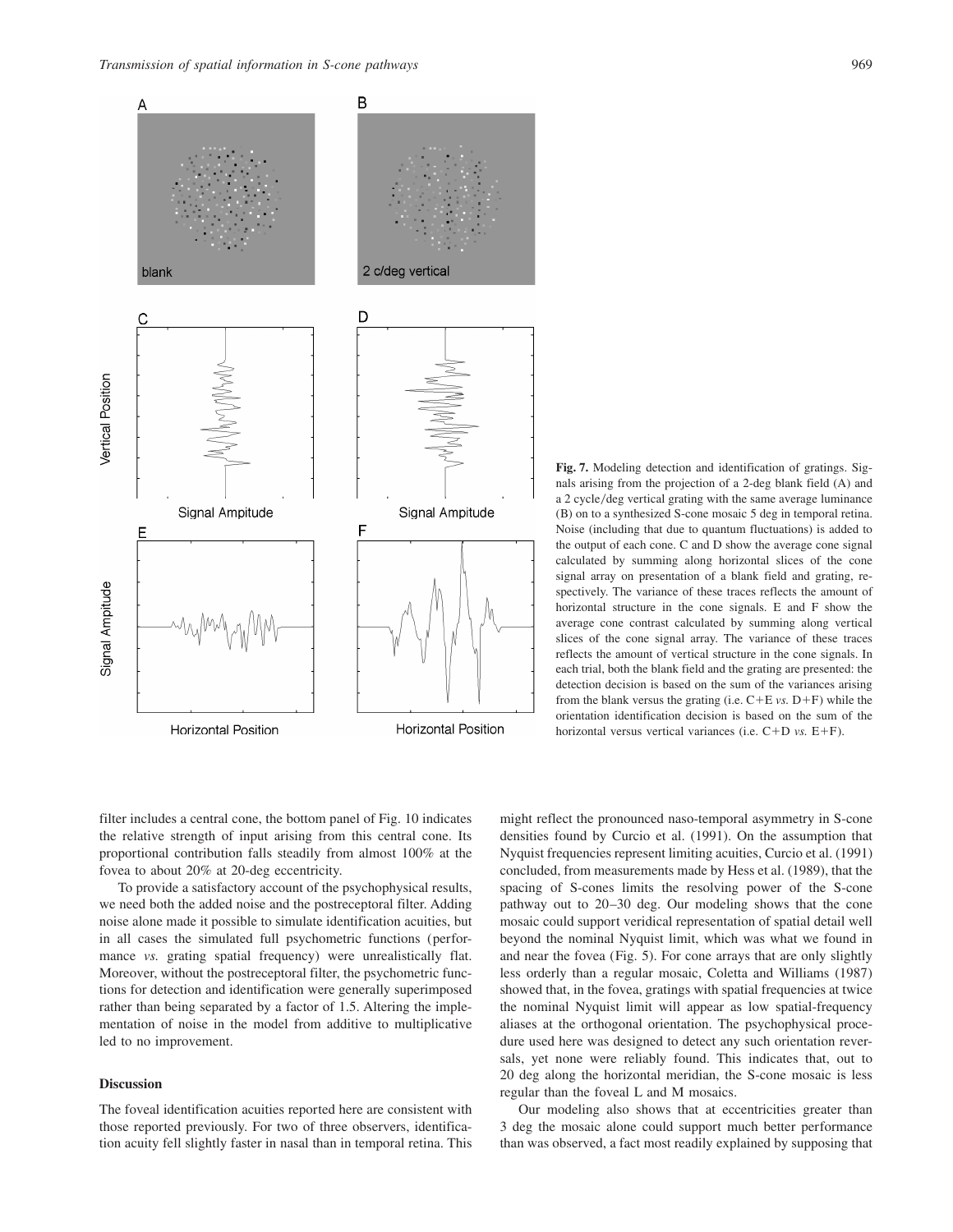**Fig. 7.** Modeling detection and identification of gratings. Signals arising from the projection of a 2-deg blank field (A) and a 2 cycle/deg vertical grating with the same average luminance (B) on to a synthesized S-cone mosaic 5 deg in temporal retina. Noise (including that due to quantum fluctuations) is added to the output of each cone. C and D show the average cone signal calculated by summing along horizontal slices of the cone signal array on presentation of a blank field and grating, respectively. The variance of these traces reflects the amount of horizontal structure in the cone signals. E and F show the average cone contrast calculated by summing along vertical slices of the cone signal array. The variance of these traces reflects the amount of vertical structure in the cone signals. In each trial, both the blank field and the grating are presented: the detection decision is based on the sum of the variances arising from the blank versus the grating (i.e. C+E *vs.* D+F) while the orientation identification decision is based on the sum of the horizontal versus vertical variances (i.e. C+D *vs.* E+F).

filter includes a central cone, the bottom panel of Fig. 10 indicates the relative strength of input arising from this central cone. Its proportional contribution falls steadily from almost 100% at the fovea to about 20% at 20-deg eccentricity.

To provide a satisfactory account of the psychophysical results, we need both the added noise and the postreceptoral filter. Adding noise alone made it possible to simulate identification acuities, but in all cases the simulated full psychometric functions (performance *vs.* grating spatial frequency) were unrealistically flat. Moreover, without the postreceptoral filter, the psychometric functions for detection and identification were generally superimposed rather than being separated by a factor of 1.5. Altering the implementation of noise in the model from additive to multiplicative led to no improvement.

## Discussion

The foveal identification acuities reported here are consistent with those reported previously. For two of three observers, identification acuity fell slightly faster in nasal than in temporal retina. This might reflect the pronounced naso-temporal asymmetry in S-cone densities found by Curcio et al. (1991). On the assumption that Nyquist frequencies represent limiting acuities, Curcio et al. (1991) concluded, from measurements made by Hess et al. (1989), that the spacing of S-cones limits the resolving power of the S-cone pathway out to 20–30 deg. Our modeling shows that the cone mosaic could support veridical representation of spatial detail well beyond the nominal Nyquist limit, which was what we found in and near the fovea (Fig. 5). For cone arrays that are only slightly less orderly than a regular mosaic, Coletta and Williams (1987) showed that, in the fovea, gratings with spatial frequencies at twice the nominal Nyquist limit will appear as low spatial-frequency aliases at the orthogonal orientation. The psychophysical procedure used here was designed to detect any such orientation reversals, yet none were reliably found. This indicates that, out to 20 deg along the horizontal meridian, the S-cone mosaic is less regular than the foveal L and M mosaics.

Our modeling also shows that at eccentricities greater than 3 deg the mosaic alone could support much better performance than was observed, a fact most readily explained by supposing that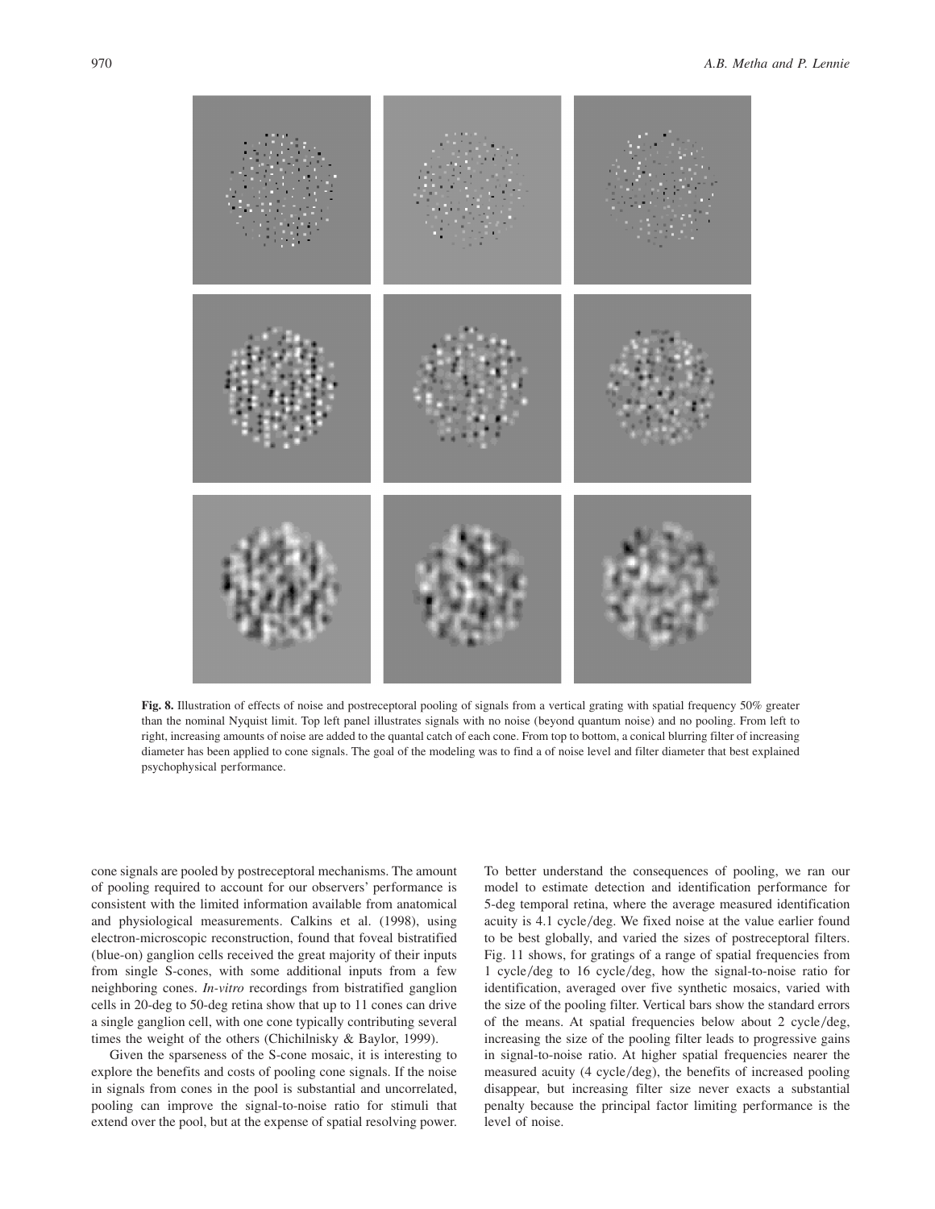**Fig. 8.** Illustration of effects of noise and postreceptoral pooling of signals from a vertical grating with spatial frequency 50% greater than the nominal Nyquist limit. Top left panel illustrates signals with no noise (beyond quantum noise) and no pooling. From left to right, increasing amounts of noise are added to the quantal catch of each cone. From top to bottom, a conical blurring filter of increasing diameter has been applied to cone signals. The goal of the modeling was to find a of noise level and filter diameter that best explained psychophysical performance.

cone signals are pooled by postreceptoral mechanisms. The amount of pooling required to account for our observers' performance is consistent with the limited information available from anatomical and physiological measurements. Calkins et al. (1998), using electron-microscopic reconstruction, found that foveal bistratified (blue-on) ganglion cells received the great majority of their inputs from single S-cones, with some additional inputs from a few neighboring cones. *In-vitro* recordings from bistratified ganglion cells in 20-deg to 50-deg retina show that up to 11 cones can drive a single ganglion cell, with one cone typically contributing several times the weight of the others (Chichilnisky & Baylor, 1999).

Given the sparseness of the S-cone mosaic, it is interesting to explore the benefits and costs of pooling cone signals. If the noise in signals from cones in the pool is substantial and uncorrelated, pooling can improve the signal-to-noise ratio for stimuli that extend over the pool, but at the expense of spatial resolving power. To better understand the consequences of pooling, we ran our model to estimate detection and identification performance for 5-deg temporal retina, where the average measured identification acuity is 4.1 cycle/deg. We fixed noise at the value earlier found to be best globally, and varied the sizes of postreceptoral filters. Fig. 11 shows, for gratings of a range of spatial frequencies from 1 cycle/deg to 16 cycle/deg, how the signal-to-noise ratio for identification, averaged over five synthetic mosaics, varied with the size of the pooling filter. Vertical bars show the standard errors of the means. At spatial frequencies below about 2 cycle/deg, increasing the size of the pooling filter leads to progressive gains in signal-to-noise ratio. At higher spatial frequencies nearer the measured acuity (4 cycle/deg), the benefits of increased pooling disappear, but increasing filter size never exacts a substantial penalty because the principal factor limiting performance is the level of noise.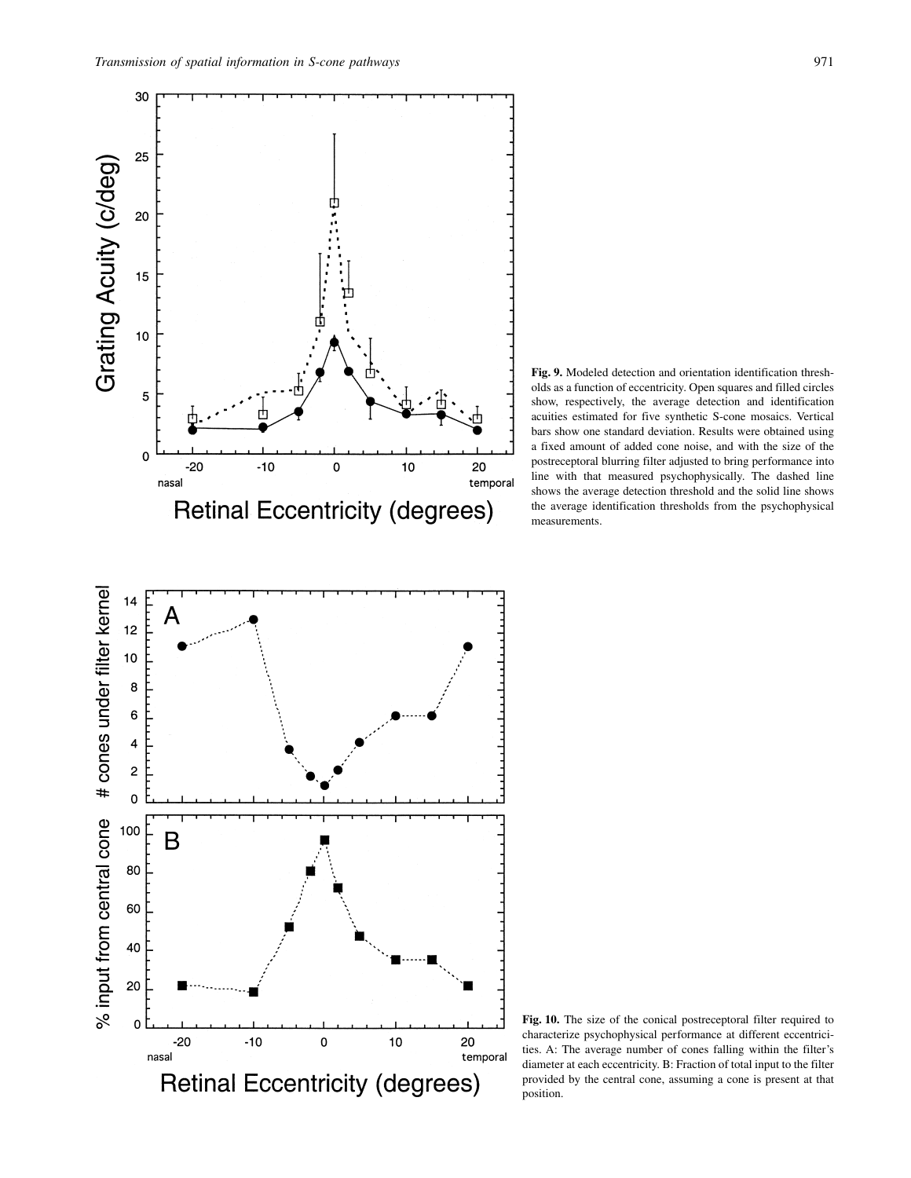**Fig. 9.** Modeled detection and orientation identification thresholds as a function of eccentricity. Open squares and filled circles show, respectively, the average detection and identification acuities estimated for five synthetic S-cone mosaics. Vertical bars show one standard deviation. Results were obtained using a fixed amount of added cone noise, and with the size of the postreceptoral blurring filter adjusted to bring performance into line with that measured psychophysically. The dashed line shows the average detection threshold and the solid line shows the average identification thresholds from the psychophysical measurements.

**Fig. 10.** The size of the conical postreceptoral filter required to characterize psychophysical performance at different eccentricities. A: The average number of cones falling within the filter's diameter at each eccentricity. B: Fraction of total input to the filter provided by the central cone, assuming a cone is present at that position.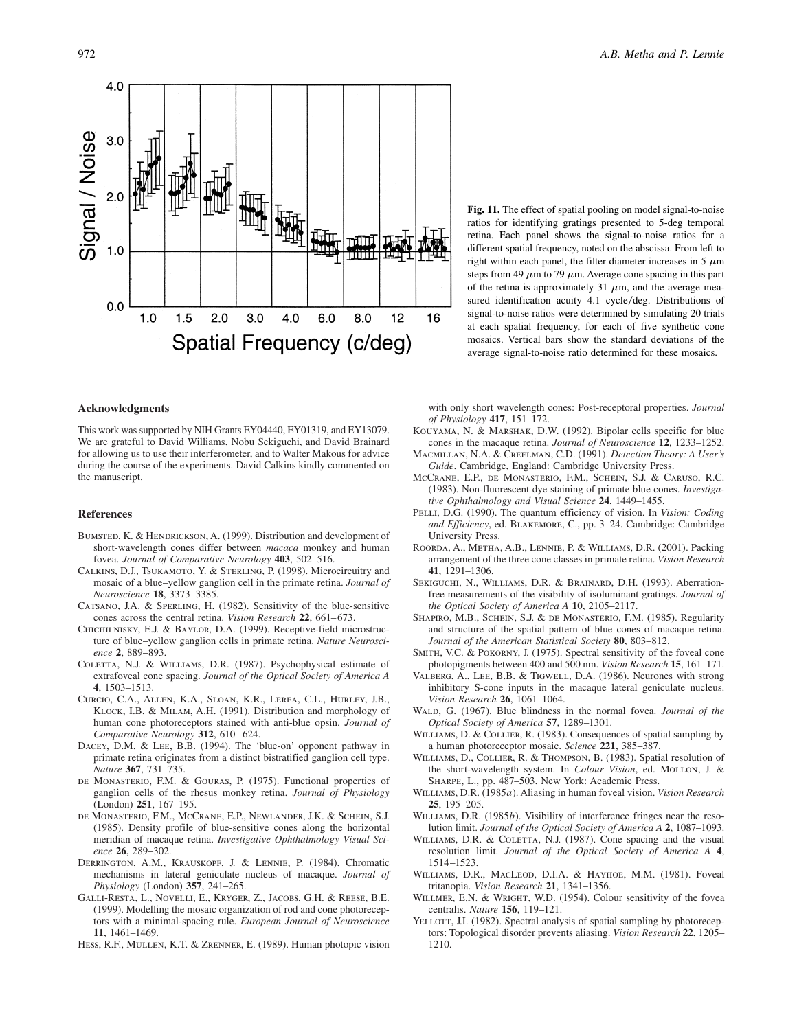Signal / Noise

4.0
3.0
2.0
1.0
0.0

1.0 1.5 2.0 3.0 4.0 6.0 8.0 12 16

Spatial Frequency (c/deg)

**Fig. 11.** The effect of spatial pooling on model signal-to-noise ratios for identifying gratings presented to 5-deg temporal retina. Each panel shows the signal-to-noise ratios for a different spatial frequency, noted on the abscissa. From left to right within each panel, the filter diameter increases in 5 $\mu$m steps from 49 $\mu$m to 79 $\mu$m. Average cone spacing in this part of the retina is approximately 31 $\mu$m, and the average measured identification acuity 4.1 cycle/deg. Distributions of signal-to-noise ratios were determined by simulating 20 trials at each spatial frequency, for each of five synthetic cone mosaics. Vertical bars show the standard deviations of the average signal-to-noise ratio determined for these mosaics.

## Acknowledgments

This work was supported by NIH Grants EY04440, EY01319, and EY13079. We are grateful to David Williams, Nobu Sekiguchi, and David Brainard for allowing us to use their interferometer, and to Walter Makous for advice during the course of the experiments. David Calkins kindly commented on the manuscript.

## References

- Bumsted, K. & Hendrickson, A. (1999). Distribution and development of short-wavelength cones differ between *macaca* monkey and human fovea. *Journal of Comparative Neurology* **403**, 502–516.
- Calkins, D.J., Tsukamoto, Y. & Sterling, P. (1998). Microcircuitry and mosaic of a blue–yellow ganglion cell in the primate retina. *Journal of Neuroscience* **18**, 3373–3385.
- Catsano, J.A. & Sperling, H. (1982). Sensitivity of the blue-sensitive cones across the central retina. *Vision Research* **22**, 661–673.
- Chichilnisky, E.J. & Baylor, D.A. (1999). Receptive-field microstructure of blue–yellow ganglion cells in primate retina. *Nature Neuroscience* **2**, 889–893.
- Coletta, N.J. & Williams, D.R. (1987). Psychophysical estimate of extrafoveal cone spacing. *Journal of the Optical Society of America A* **4**, 1503–1513.
- Curcio, C.A., Allen, K.A., Sloan, K.R., Lerea, C.L., Hurley, J.B., Klock, I.B. & Milam, A.H. (1991). Distribution and morphology of human cone photoreceptors stained with anti-blue opsin. *Journal of Comparative Neurology* **312**, 610–624.
- Dacey, D.M. & Lee, B.B. (1994). The 'blue-on' opponent pathway in primate retina originates from a distinct bistratified ganglion cell type. *Nature* **367**, 731–735.
- de Monasterio, F.M. & Gouras, P. (1975). Functional properties of ganglion cells of the rhesus monkey retina. *Journal of Physiology* (London) **251**, 167–195.
- de Monasterio, F.M., McCrane, E.P., Newlander, J.K. & Schein, S.J. (1985). Density profile of blue-sensitive cones along the horizontal meridian of macaque retina. *Investigative Ophthalmology Visual Science* **26**, 289–302.
- Derrington, A.M., Krauskopf, J. & Lennie, P. (1984). Chromatic mechanisms in lateral geniculate nucleus of macaque. *Journal of Physiology* (London) **357**, 241–265.
- Galli-Resta, L., Novelli, E., Kryger, Z., Jacobs, G.H. & Reese, B.E. (1999). Modelling the mosaic organization of rod and cone photoreceptors with a minimal-spacing rule. *European Journal of Neuroscience* **11**, 1461–1469.
- Hess, R.F., Mullen, K.T. & Zrenner, E. (1989). Human photopic vision with only short wavelength cones: Post-receptoral properties. *Journal of Physiology* **417**, 151–172.
- Kouyama, N. & Marshak, D.W. (1992). Bipolar cells specific for blue cones in the macaque retina. *Journal of Neuroscience* **12**, 1233–1252.
- MacMillan, N.A. & Creelman, C.D. (1991). *Detection Theory: A User's Guide*. Cambridge, England: Cambridge University Press.
- McCrane, E.P., de Monasterio, F.M., Schein, S.J. & Caruso, R.C. (1983). Non-fluorescent dye staining of primate blue cones. *Investigative Ophthalmology and Visual Science* **24**, 1449–1455.
- Pelli, D.G. (1990). The quantum efficiency of vision. In *Vision: Coding and Efficiency*, ed. Blakemore, C., pp. 3–24. Cambridge: Cambridge University Press.
- Roorda, A., Metha, A.B., Lennie, P. & Williams, D.R. (2001). Packing arrangement of the three cone classes in primate retina. *Vision Research* **41**, 1291–1306.
- Sekiguchi, N., Williams, D.R. & Brainard, D.H. (1993). Aberration-free measurements of the visibility of isoluminant gratings. *Journal of the Optical Society of America A* **10**, 2105–2117.
- Shapiro, M.B., Schein, S.J. & de Monasterio, F.M. (1985). Regularity and structure of the spatial pattern of blue cones of macaque retina. *Journal of the American Statistical Society* **80**, 803–812.
- Smith, V.C. & Pokorny, J. (1975). Spectral sensitivity of the foveal cone photopigments between 400 and 500 nm. *Vision Research* **15**, 161–171.
- Valberg, A., Lee, B.B. & Tigwell, D.A. (1986). Neurones with strong inhibitory S-cone inputs in the macaque lateral geniculate nucleus. *Vision Research* **26**, 1061–1064.
- Wald, G. (1967). Blue blindness in the normal fovea. *Journal of the Optical Society of America* **57**, 1289–1301.
- Williams, D. & Collier, R. (1983). Consequences of spatial sampling by a human photoreceptor mosaic. *Science* **221**, 385–387.
- Williams, D., Collier, R. & Thompson, B. (1983). Spatial resolution of the short-wavelength system. In *Colour Vision*, ed. Mollon, J. & Sharpe, L., pp. 487–503. New York: Academic Press.
- Williams, D.R. (1985*a*). Aliasing in human foveal vision. *Vision Research* **25**, 195–205.
- Williams, D.R. (1985*b*). Visibility of interference fringes near the resolution limit. *Journal of the Optical Society of America A* **2**, 1087–1093.
- Williams, D.R. & Coletta, N.J. (1987). Cone spacing and the visual resolution limit. *Journal of the Optical Society of America A* **4**, 1514–1523.
- Williams, D.R., MacLeod, D.I.A. & Hayhoe, M.M. (1981). Foveal tritanopia. *Vision Research* **21**, 1341–1356.
- Willmer, E.N. & Wright, W.D. (1954). Colour sensitivity of the fovea centralis. *Nature* **156**, 119–121.
- Yellott, J.I. (1982). Spectral analysis of spatial sampling by photoreceptors: Topological disorder prevents aliasing. *Vision Research* **22**, 1205–1210.